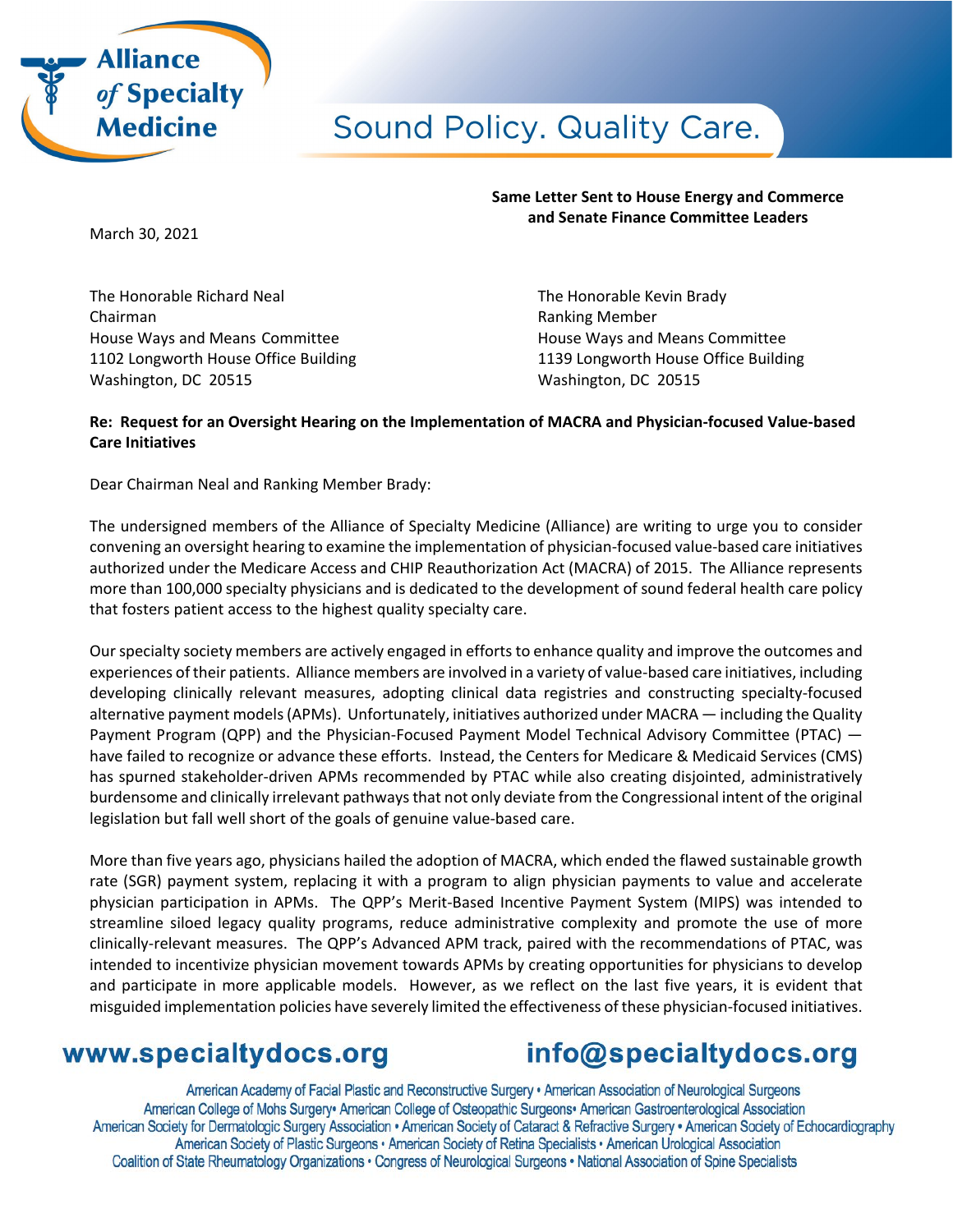**Alliance of Specialty Medicine**

Sound Policy. Quality Care.

**Same Letter Sent to House Energy and Commerce and Senate Finance Committee Leaders**

March 30, 2021

The Honorable Richard Neal
Chairman
House Ways and Means Committee
1102 Longworth House Office Building
Washington, DC 20515

The Honorable Kevin Brady
Ranking Member
House Ways and Means Committee
1139 Longworth House Office Building
Washington, DC 20515

**Re: Request for an Oversight Hearing on the Implementation of MACRA and Physician-focused Value-based Care Initiatives**

Dear Chairman Neal and Ranking Member Brady:

The undersigned members of the Alliance of Specialty Medicine (Alliance) are writing to urge you to consider convening an oversight hearing to examine the implementation of physician-focused value-based care initiatives authorized under the Medicare Access and CHIP Reauthorization Act (MACRA) of 2015. The Alliance represents more than 100,000 specialty physicians and is dedicated to the development of sound federal health care policy that fosters patient access to the highest quality specialty care.

Our specialty society members are actively engaged in efforts to enhance quality and improve the outcomes and experiences of their patients. Alliance members are involved in a variety of value-based care initiatives, including developing clinically relevant measures, adopting clinical data registries and constructing specialty-focused alternative payment models (APMs). Unfortunately, initiatives authorized under MACRA — including the Quality Payment Program (QPP) and the Physician-Focused Payment Model Technical Advisory Committee (PTAC) — have failed to recognize or advance these efforts. Instead, the Centers for Medicare & Medicaid Services (CMS) has spurned stakeholder-driven APMs recommended by PTAC while also creating disjointed, administratively burdensome and clinically irrelevant pathways that not only deviate from the Congressional intent of the original legislation but fall well short of the goals of genuine value-based care.

More than five years ago, physicians hailed the adoption of MACRA, which ended the flawed sustainable growth rate (SGR) payment system, replacing it with a program to align physician payments to value and accelerate physician participation in APMs. The QPP's Merit-Based Incentive Payment System (MIPS) was intended to streamline siloed legacy quality programs, reduce administrative complexity and promote the use of more clinically-relevant measures. The QPP's Advanced APM track, paired with the recommendations of PTAC, was intended to incentivize physician movement towards APMs by creating opportunities for physicians to develop and participate in more applicable models. However, as we reflect on the last five years, it is evident that misguided implementation policies have severely limited the effectiveness of these physician-focused initiatives.

**www.specialtydocs.org** **info@specialtydocs.org**

American Academy of Facial Plastic and Reconstructive Surgery • American Association of Neurological Surgeons
American College of Mohs Surgery • American College of Osteopathic Surgeons • American Gastroenterological Association
American Society for Dermatologic Surgery Association • American Society of Cataract & Refractive Surgery • American Society of Echocardiography
American Society of Plastic Surgeons • American Society of Retina Specialists • American Urological Association
Coalition of State Rheumatology Organizations • Congress of Neurological Surgeons • National Association of Spine Specialists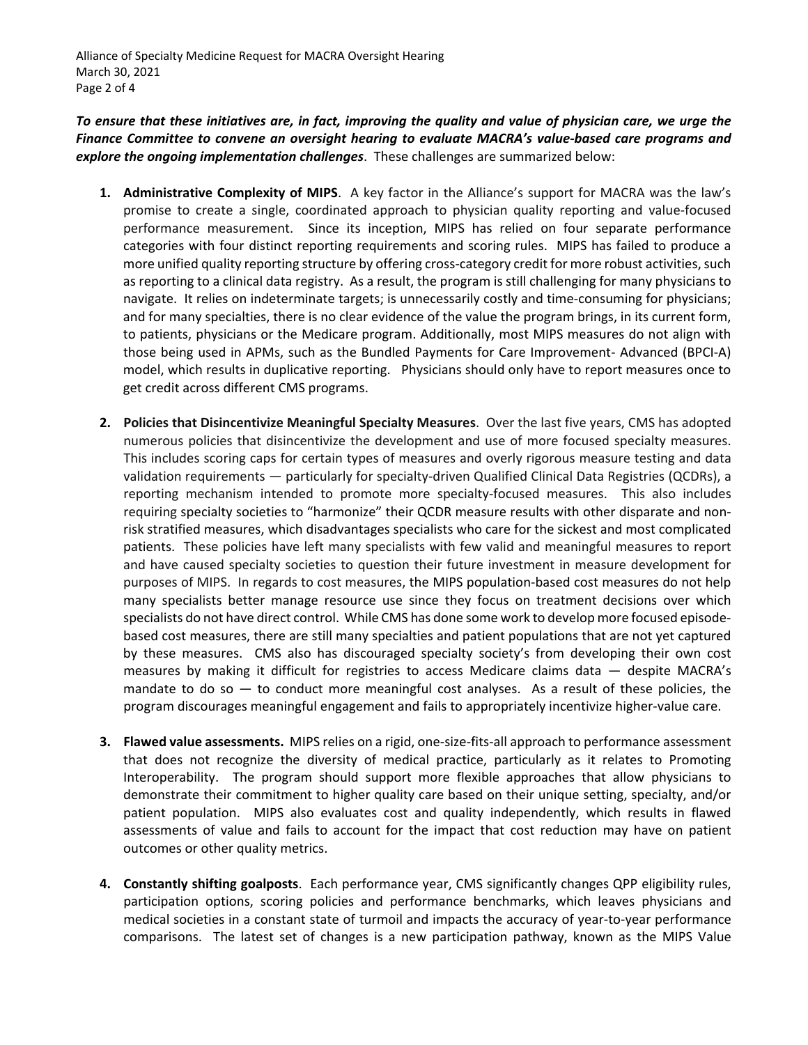***To ensure that these initiatives are, in fact, improving the quality and value of physician care, we urge the Finance Committee to convene an oversight hearing to evaluate MACRA's value-based care programs and explore the ongoing implementation challenges***. These challenges are summarized below:

1. **Administrative Complexity of MIPS**. A key factor in the Alliance's support for MACRA was the law's promise to create a single, coordinated approach to physician quality reporting and value-focused performance measurement. Since its inception, MIPS has relied on four separate performance categories with four distinct reporting requirements and scoring rules. MIPS has failed to produce a more unified quality reporting structure by offering cross-category credit for more robust activities, such as reporting to a clinical data registry. As a result, the program is still challenging for many physicians to navigate. It relies on indeterminate targets; is unnecessarily costly and time-consuming for physicians; and for many specialties, there is no clear evidence of the value the program brings, in its current form, to patients, physicians or the Medicare program. Additionally, most MIPS measures do not align with those being used in APMs, such as the Bundled Payments for Care Improvement- Advanced (BPCI-A) model, which results in duplicative reporting. Physicians should only have to report measures once to get credit across different CMS programs.

2. **Policies that Disincentivize Meaningful Specialty Measures**. Over the last five years, CMS has adopted numerous policies that disincentivize the development and use of more focused specialty measures. This includes scoring caps for certain types of measures and overly rigorous measure testing and data validation requirements — particularly for specialty-driven Qualified Clinical Data Registries (QCDRs), a reporting mechanism intended to promote more specialty-focused measures. This also includes requiring specialty societies to "harmonize" their QCDR measure results with other disparate and non-risk stratified measures, which disadvantages specialists who care for the sickest and most complicated patients. These policies have left many specialists with few valid and meaningful measures to report and have caused specialty societies to question their future investment in measure development for purposes of MIPS. In regards to cost measures, the MIPS population-based cost measures do not help many specialists better manage resource use since they focus on treatment decisions over which specialists do not have direct control. While CMS has done some work to develop more focused episode-based cost measures, there are still many specialties and patient populations that are not yet captured by these measures. CMS also has discouraged specialty society's from developing their own cost measures by making it difficult for registries to access Medicare claims data — despite MACRA's mandate to do so — to conduct more meaningful cost analyses. As a result of these policies, the program discourages meaningful engagement and fails to appropriately incentivize higher-value care.

3. **Flawed value assessments.** MIPS relies on a rigid, one-size-fits-all approach to performance assessment that does not recognize the diversity of medical practice, particularly as it relates to Promoting Interoperability. The program should support more flexible approaches that allow physicians to demonstrate their commitment to higher quality care based on their unique setting, specialty, and/or patient population. MIPS also evaluates cost and quality independently, which results in flawed assessments of value and fails to account for the impact that cost reduction may have on patient outcomes or other quality metrics.

4. **Constantly shifting goalposts**. Each performance year, CMS significantly changes QPP eligibility rules, participation options, scoring policies and performance benchmarks, which leaves physicians and medical societies in a constant state of turmoil and impacts the accuracy of year-to-year performance comparisons. The latest set of changes is a new participation pathway, known as the MIPS Value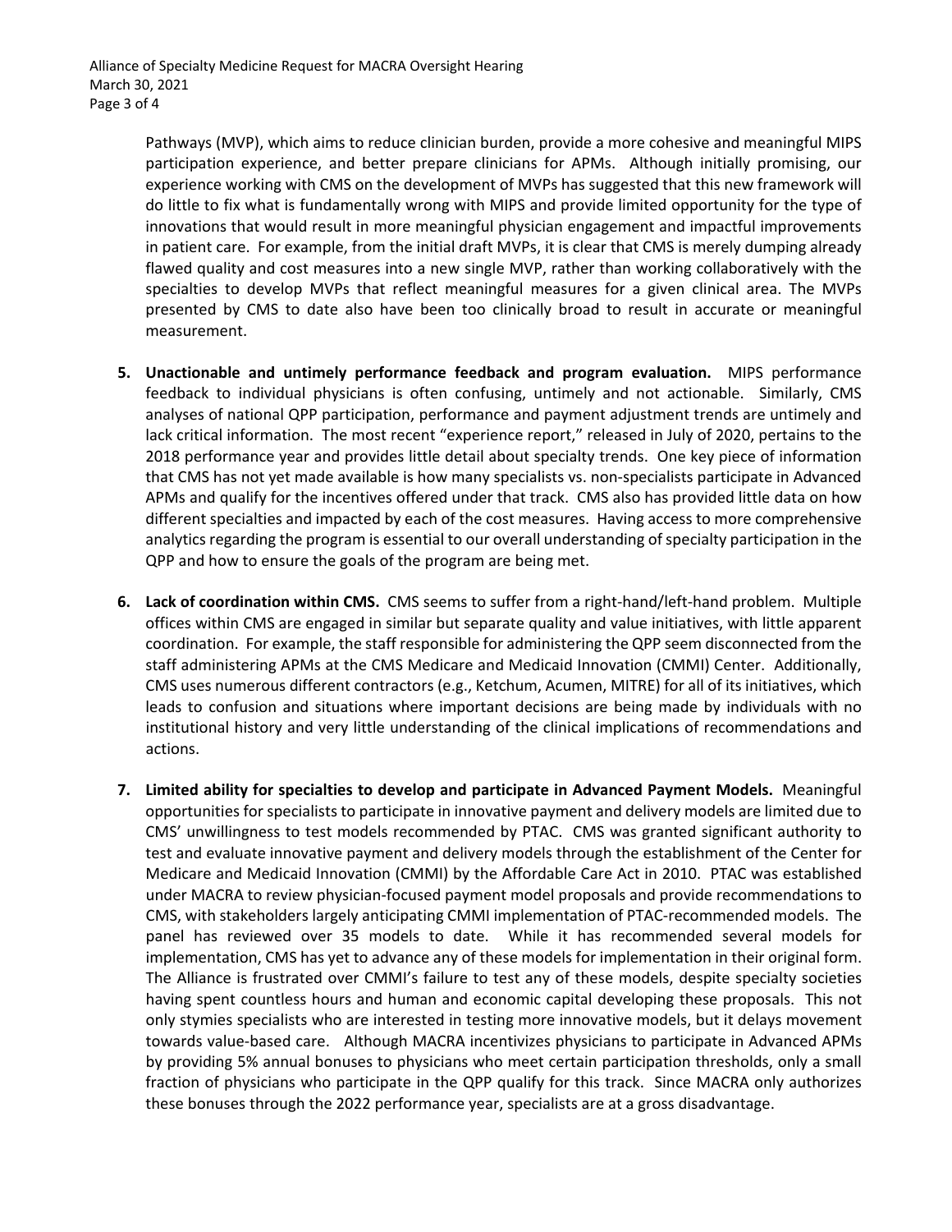Pathways (MVP), which aims to reduce clinician burden, provide a more cohesive and meaningful MIPS participation experience, and better prepare clinicians for APMs. Although initially promising, our experience working with CMS on the development of MVPs has suggested that this new framework will do little to fix what is fundamentally wrong with MIPS and provide limited opportunity for the type of innovations that would result in more meaningful physician engagement and impactful improvements in patient care. For example, from the initial draft MVPs, it is clear that CMS is merely dumping already flawed quality and cost measures into a new single MVP, rather than working collaboratively with the specialties to develop MVPs that reflect meaningful measures for a given clinical area. The MVPs presented by CMS to date also have been too clinically broad to result in accurate or meaningful measurement.

5. **Unactionable and untimely performance feedback and program evaluation.** MIPS performance feedback to individual physicians is often confusing, untimely and not actionable. Similarly, CMS analyses of national QPP participation, performance and payment adjustment trends are untimely and lack critical information. The most recent "experience report," released in July of 2020, pertains to the 2018 performance year and provides little detail about specialty trends. One key piece of information that CMS has not yet made available is how many specialists vs. non-specialists participate in Advanced APMs and qualify for the incentives offered under that track. CMS also has provided little data on how different specialties and impacted by each of the cost measures. Having access to more comprehensive analytics regarding the program is essential to our overall understanding of specialty participation in the QPP and how to ensure the goals of the program are being met.

6. **Lack of coordination within CMS.** CMS seems to suffer from a right-hand/left-hand problem. Multiple offices within CMS are engaged in similar but separate quality and value initiatives, with little apparent coordination. For example, the staff responsible for administering the QPP seem disconnected from the staff administering APMs at the CMS Medicare and Medicaid Innovation (CMMI) Center. Additionally, CMS uses numerous different contractors (e.g., Ketchum, Acumen, MITRE) for all of its initiatives, which leads to confusion and situations where important decisions are being made by individuals with no institutional history and very little understanding of the clinical implications of recommendations and actions.

7. **Limited ability for specialties to develop and participate in Advanced Payment Models.** Meaningful opportunities for specialists to participate in innovative payment and delivery models are limited due to CMS' unwillingness to test models recommended by PTAC. CMS was granted significant authority to test and evaluate innovative payment and delivery models through the establishment of the Center for Medicare and Medicaid Innovation (CMMI) by the Affordable Care Act in 2010. PTAC was established under MACRA to review physician-focused payment model proposals and provide recommendations to CMS, with stakeholders largely anticipating CMMI implementation of PTAC-recommended models. The panel has reviewed over 35 models to date. While it has recommended several models for implementation, CMS has yet to advance any of these models for implementation in their original form. The Alliance is frustrated over CMMI's failure to test any of these models, despite specialty societies having spent countless hours and human and economic capital developing these proposals. This not only stymies specialists who are interested in testing more innovative models, but it delays movement towards value-based care. Although MACRA incentivizes physicians to participate in Advanced APMs by providing 5% annual bonuses to physicians who meet certain participation thresholds, only a small fraction of physicians who participate in the QPP qualify for this track. Since MACRA only authorizes these bonuses through the 2022 performance year, specialists are at a gross disadvantage.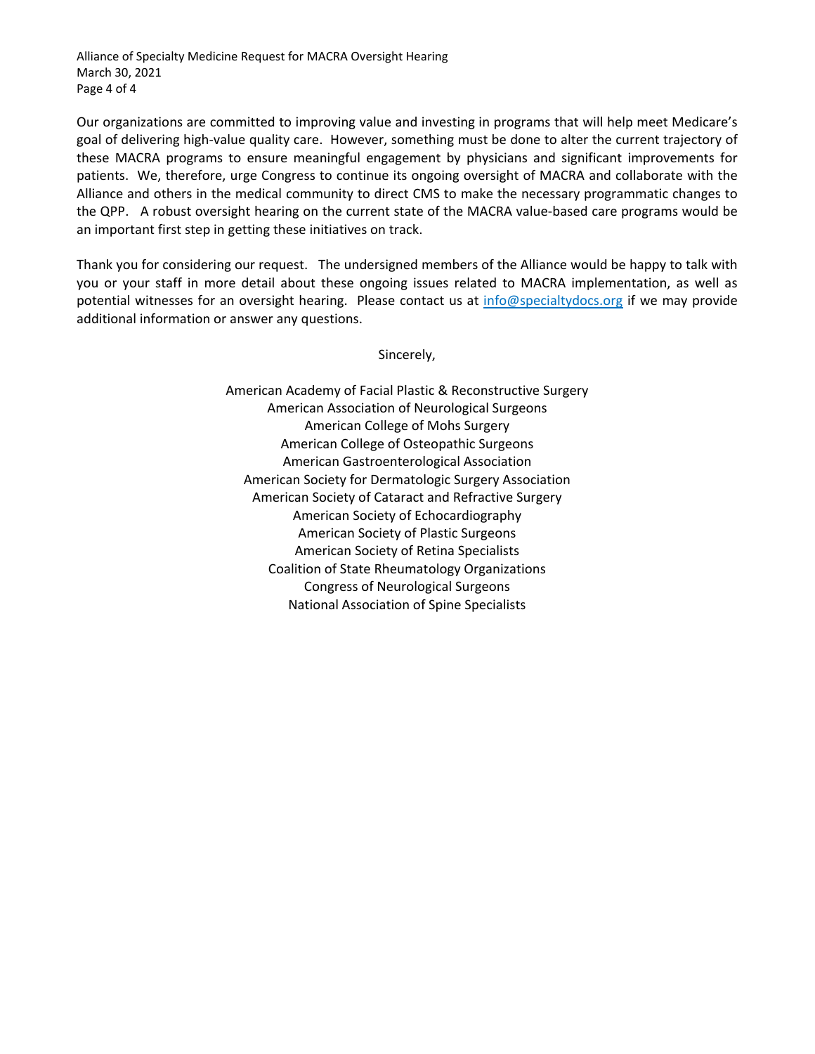Our organizations are committed to improving value and investing in programs that will help meet Medicare's goal of delivering high-value quality care. However, something must be done to alter the current trajectory of these MACRA programs to ensure meaningful engagement by physicians and significant improvements for patients. We, therefore, urge Congress to continue its ongoing oversight of MACRA and collaborate with the Alliance and others in the medical community to direct CMS to make the necessary programmatic changes to the QPP. A robust oversight hearing on the current state of the MACRA value-based care programs would be an important first step in getting these initiatives on track.

Thank you for considering our request. The undersigned members of the Alliance would be happy to talk with you or your staff in more detail about these ongoing issues related to MACRA implementation, as well as potential witnesses for an oversight hearing. Please contact us at info@specialtydocs.org if we may provide additional information or answer any questions.

Sincerely,

American Academy of Facial Plastic & Reconstructive Surgery
American Association of Neurological Surgeons
American College of Mohs Surgery
American College of Osteopathic Surgeons
American Gastroenterological Association
American Society for Dermatologic Surgery Association
American Society of Cataract and Refractive Surgery
American Society of Echocardiography
American Society of Plastic Surgeons
American Society of Retina Specialists
Coalition of State Rheumatology Organizations
Congress of Neurological Surgeons
National Association of Spine Specialists